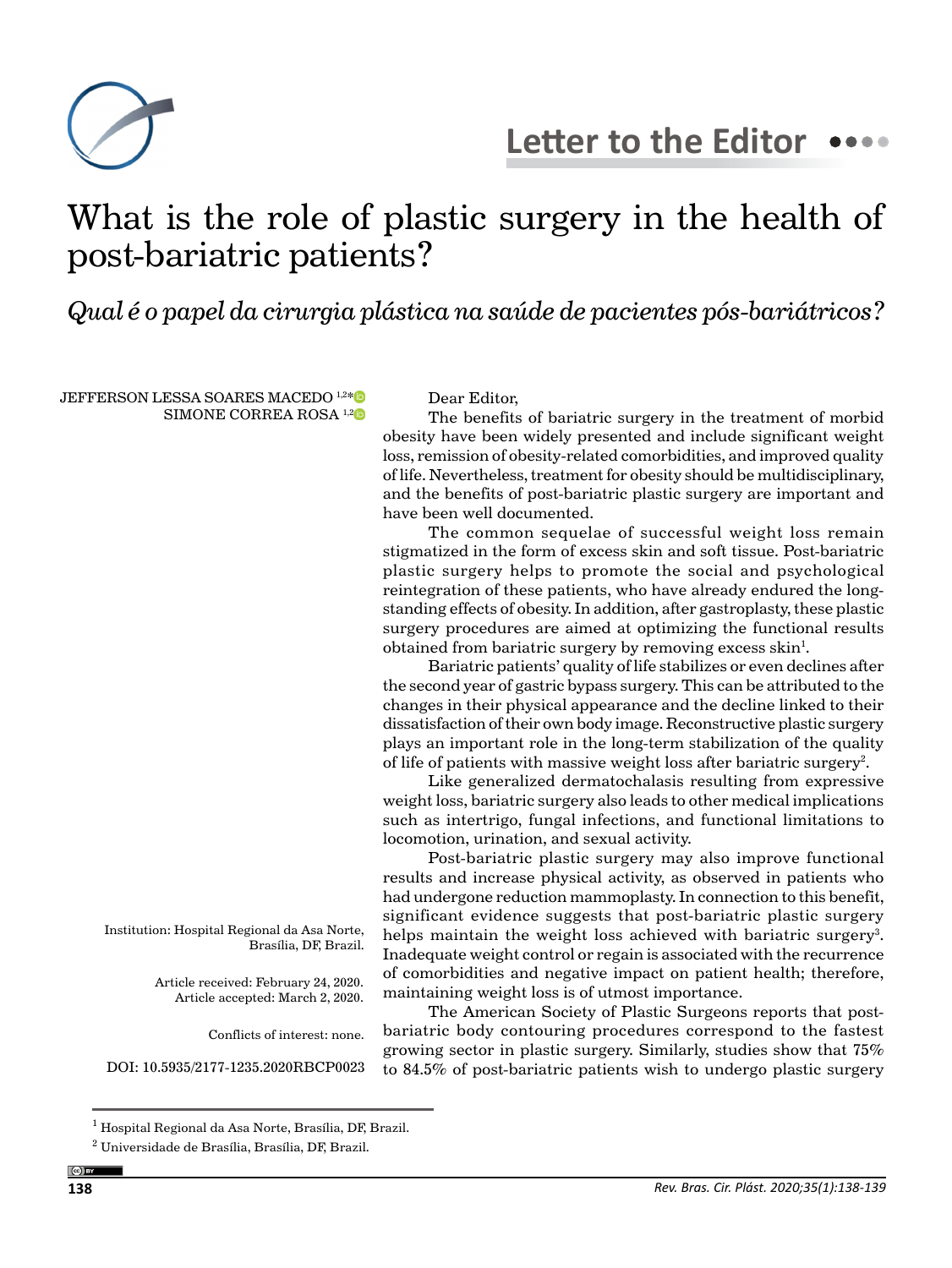Letter to the Editor

# What is the role of plastic surgery in the health of post-bariatric patients?

*Qual é o papel da cirurgia plástica na saúde de pacientes pós-bariátricos?*

JEFFERSON LESSA SOARES MACEDO [1,2]*
SIMONE CORREA ROSA [1,2]

Institution: Hospital Regional da Asa Norte, Brasília, DF, Brazil.

Article received: February 24, 2020.
Article accepted: March 2, 2020.

Conflicts of interest: none.

DOI: 10.5935/2177-1235.2020RBCP0023

Dear Editor,

The benefits of bariatric surgery in the treatment of morbid obesity have been widely presented and include significant weight loss, remission of obesity-related comorbidities, and improved quality of life. Nevertheless, treatment for obesity should be multidisciplinary, and the benefits of post-bariatric plastic surgery are important and have been well documented.

The common sequelae of successful weight loss remain stigmatized in the form of excess skin and soft tissue. Post-bariatric plastic surgery helps to promote the social and psychological reintegration of these patients, who have already endured the long-standing effects of obesity. In addition, after gastroplasty, these plastic surgery procedures are aimed at optimizing the functional results obtained from bariatric surgery by removing excess skin[1].

Bariatric patients' quality of life stabilizes or even declines after the second year of gastric bypass surgery. This can be attributed to the changes in their physical appearance and the decline linked to their dissatisfaction of their own body image. Reconstructive plastic surgery plays an important role in the long-term stabilization of the quality of life of patients with massive weight loss after bariatric surgery[2].

Like generalized dermatochalasis resulting from expressive weight loss, bariatric surgery also leads to other medical implications such as intertrigo, fungal infections, and functional limitations to locomotion, urination, and sexual activity.

Post-bariatric plastic surgery may also improve functional results and increase physical activity, as observed in patients who had undergone reduction mammoplasty. In connection to this benefit, significant evidence suggests that post-bariatric plastic surgery helps maintain the weight loss achieved with bariatric surgery[3]. Inadequate weight control or regain is associated with the recurrence of comorbidities and negative impact on patient health; therefore, maintaining weight loss is of utmost importance.

The American Society of Plastic Surgeons reports that post-bariatric body contouring procedures correspond to the fastest growing sector in plastic surgery. Similarly, studies show that 75% to 84.5% of post-bariatric patients wish to undergo plastic surgery

[1] Hospital Regional da Asa Norte, Brasília, DF, Brazil.
[2] Universidade de Brasília, Brasília, DF, Brazil.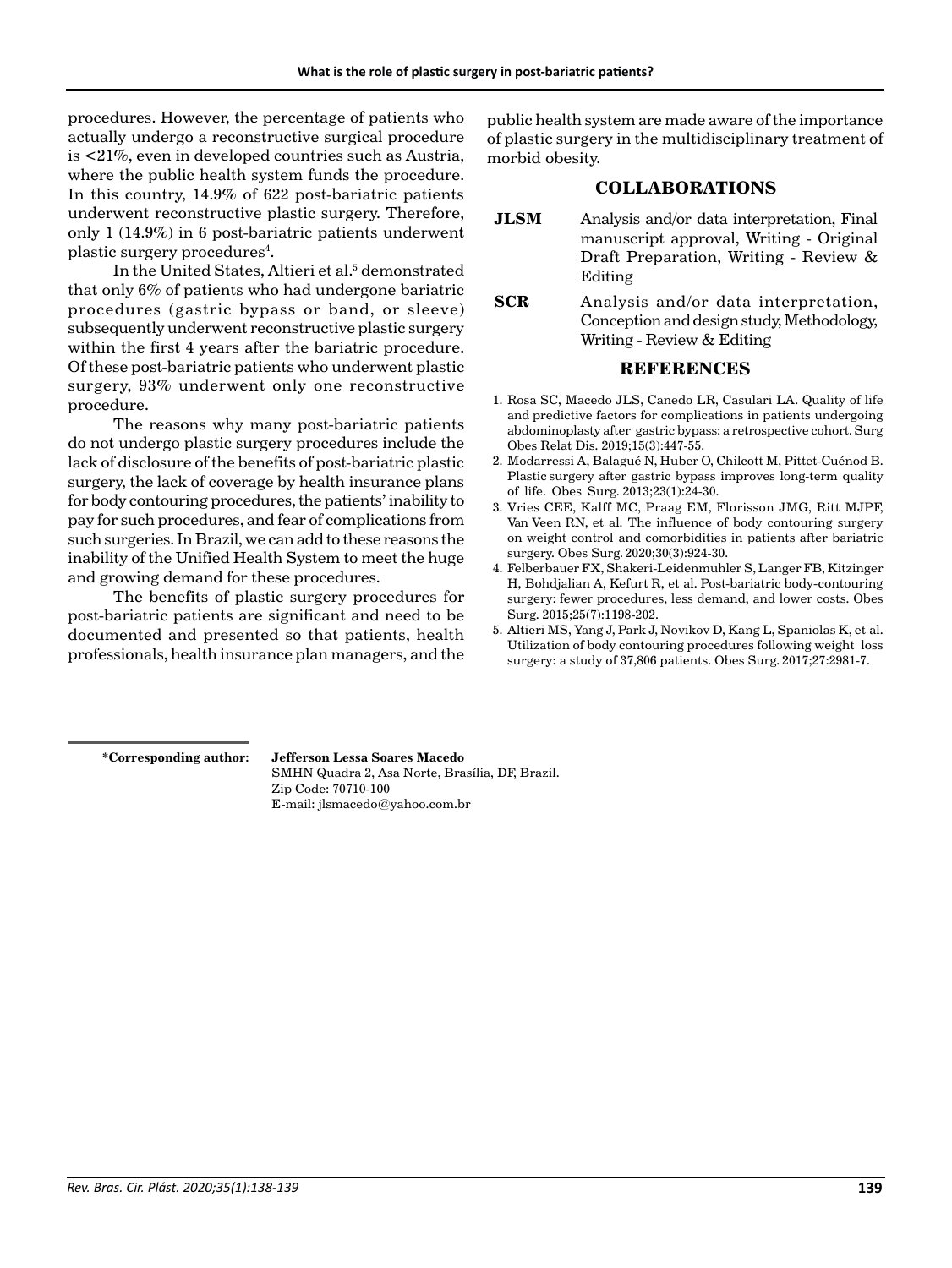procedures. However, the percentage of patients who actually undergo a reconstructive surgical procedure is <21%, even in developed countries such as Austria, where the public health system funds the procedure. In this country, 14.9% of 622 post-bariatric patients underwent reconstructive plastic surgery. Therefore, only 1 (14.9%) in 6 post-bariatric patients underwent plastic surgery procedures[4].

In the United States, Altieri et al.[5] demonstrated that only 6% of patients who had undergone bariatric procedures (gastric bypass or band, or sleeve) subsequently underwent reconstructive plastic surgery within the first 4 years after the bariatric procedure. Of these post-bariatric patients who underwent plastic surgery, 93% underwent only one reconstructive procedure.

The reasons why many post-bariatric patients do not undergo plastic surgery procedures include the lack of disclosure of the benefits of post-bariatric plastic surgery, the lack of coverage by health insurance plans for body contouring procedures, the patients' inability to pay for such procedures, and fear of complications from such surgeries. In Brazil, we can add to these reasons the inability of the Unified Health System to meet the huge and growing demand for these procedures.

The benefits of plastic surgery procedures for post-bariatric patients are significant and need to be documented and presented so that patients, health professionals, health insurance plan managers, and the public health system are made aware of the importance of plastic surgery in the multidisciplinary treatment of morbid obesity.

## COLLABORATIONS

**JLSM** Analysis and/or data interpretation, Final manuscript approval, Writing - Original Draft Preparation, Writing - Review & Editing

**SCR** Analysis and/or data interpretation, Conception and design study, Methodology, Writing - Review & Editing

## REFERENCES

1. Rosa SC, Macedo JLS, Canedo LR, Casulari LA. Quality of life and predictive factors for complications in patients undergoing abdominoplasty after gastric bypass: a retrospective cohort. Surg Obes Relat Dis. 2019;15(3):447-55.
2. Modarressi A, Balagué N, Huber O, Chilcott M, Pittet-Cuénod B. Plastic surgery after gastric bypass improves long-term quality of life. Obes Surg. 2013;23(1):24-30.
3. Vries CEE, Kalff MC, Praag EM, Florisson JMG, Ritt MJPF, Van Veen RN, et al. The influence of body contouring surgery on weight control and comorbidities in patients after bariatric surgery. Obes Surg. 2020;30(3):924-30.
4. Felberbauer FX, Shakeri-Leidenmuhler S, Langer FB, Kitzinger H, Bohdjalian A, Kefurt R, et al. Post-bariatric body-contouring surgery: fewer procedures, less demand, and lower costs. Obes Surg. 2015;25(7):1198-202.
5. Altieri MS, Yang J, Park J, Novikov D, Kang L, Spaniolas K, et al. Utilization of body contouring procedures following weight loss surgery: a study of 37,806 patients. Obes Surg. 2017;27:2981-7.

**\*Corresponding author:** **Jefferson Lessa Soares Macedo**
SMHN Quadra 2, Asa Norte, Brasília, DF, Brazil.
Zip Code: 70710-100
E-mail: jlsmacedo@yahoo.com.br